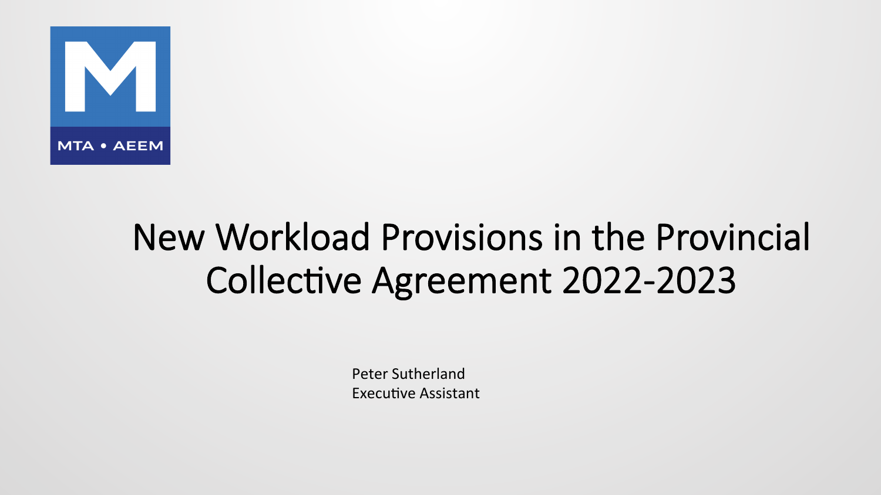MTA • AEEM

# New Workload Provisions in the Provincial Collective Agreement 2022-2023

Peter Sutherland
Executive Assistant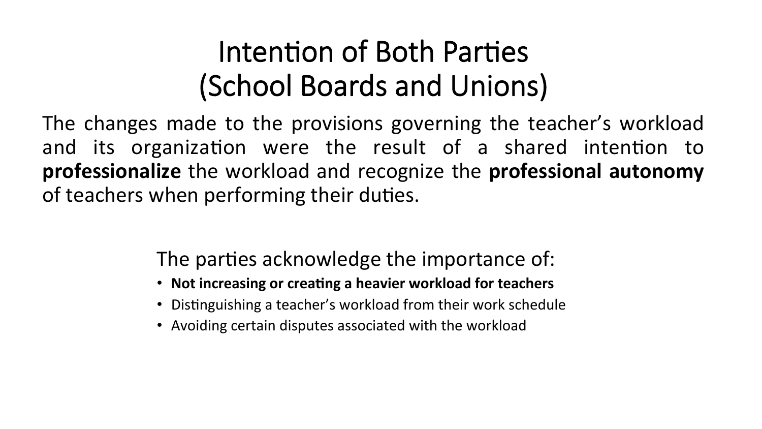# Intention of Both Parties (School Boards and Unions)

The changes made to the provisions governing the teacher's workload and its organization were the result of a shared intention to **professionalize** the workload and recognize the **professional autonomy** of teachers when performing their duties.

The parties acknowledge the importance of:

- **Not increasing or creating a heavier workload for teachers**
- Distinguishing a teacher's workload from their work schedule
- Avoiding certain disputes associated with the workload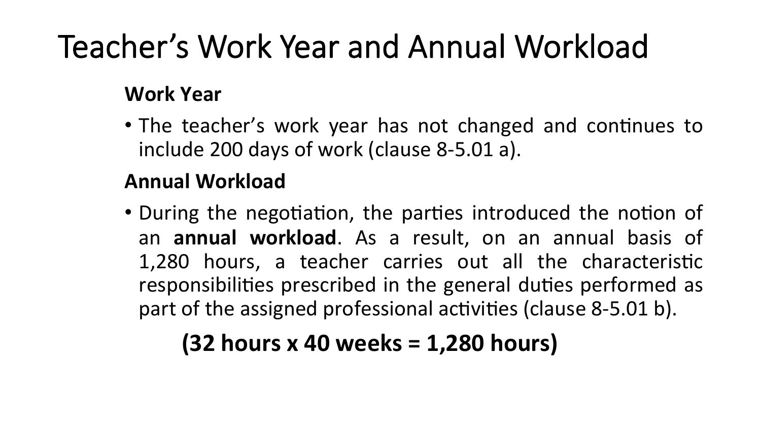# Teacher's Work Year and Annual Workload

**Work Year**

- The teacher's work year has not changed and continues to include 200 days of work (clause 8-5.01 a).

**Annual Workload**

- During the negotiation, the parties introduced the notion of an **annual workload**. As a result, on an annual basis of 1,280 hours, a teacher carries out all the characteristic responsibilities prescribed in the general duties performed as part of the assigned professional activities (clause 8-5.01 b).

**(32 hours x 40 weeks = 1,280 hours)**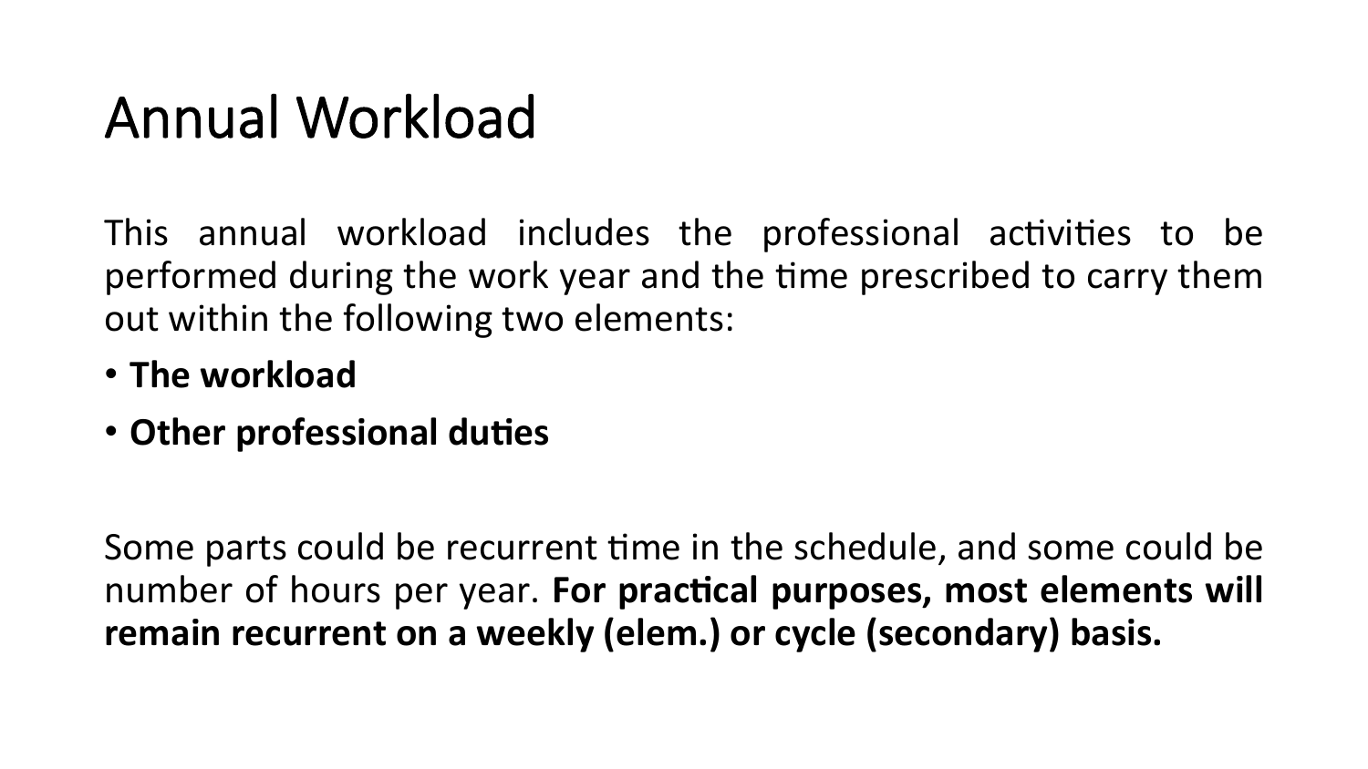# Annual Workload

This annual workload includes the professional activities to be performed during the work year and the time prescribed to carry them out within the following two elements:

- **The workload**
- **Other professional duties**

Some parts could be recurrent time in the schedule, and some could be number of hours per year. **For practical purposes, most elements will remain recurrent on a weekly (elem.) or cycle (secondary) basis.**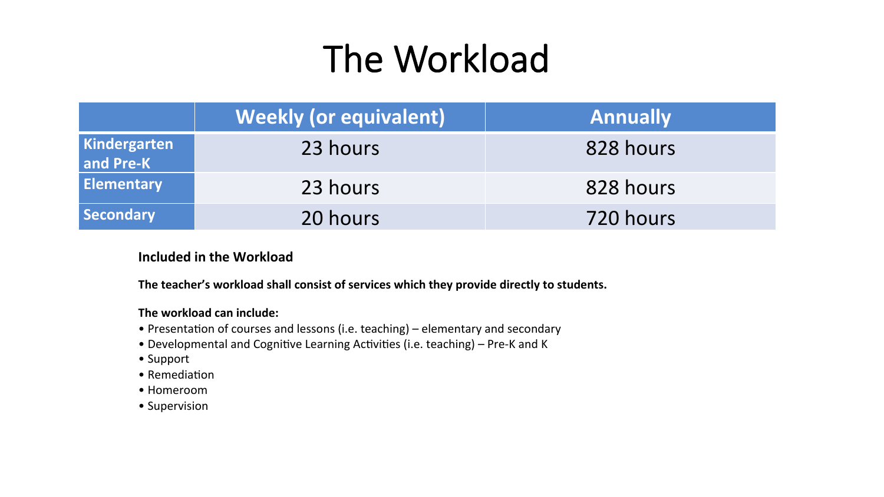# The Workload

| | Weekly (or equivalent) | Annually |
|---|---|---|
| Kindergarten and Pre-K | 23 hours | 828 hours |
| Elementary | 23 hours | 828 hours |
| Secondary | 20 hours | 720 hours |

**Included in the Workload**

**The teacher's workload shall consist of services which they provide directly to students.**

**The workload can include:**

- Presentation of courses and lessons (i.e. teaching) – elementary and secondary
- Developmental and Cognitive Learning Activities (i.e. teaching) – Pre-K and K
- Support
- Remediation
- Homeroom
- Supervision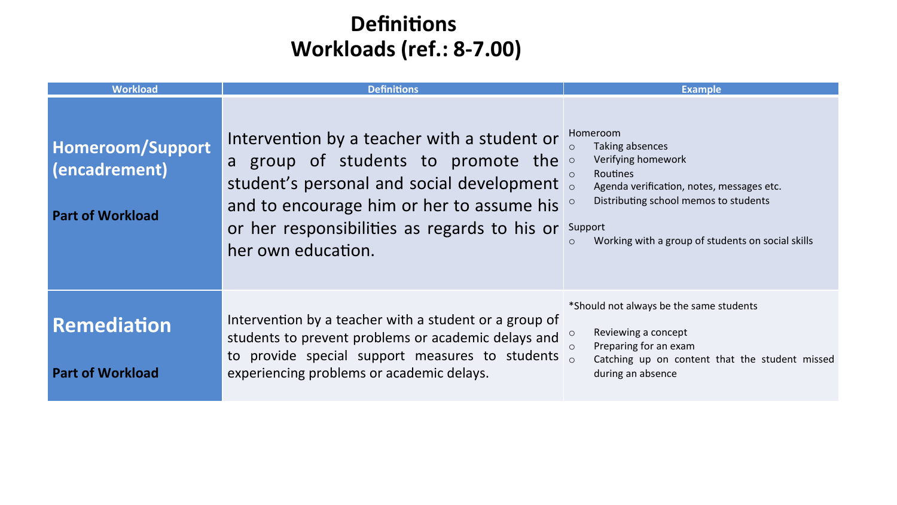# Definitions
# Workloads (ref.: 8-7.00)

| Workload | Definitions | Example |
|---|---|---|
| **Homeroom/Support (encadrement)**<br><br>**Part of Workload** | Intervention by a teacher with a student or a group of students to promote the student's personal and social development and to encourage him or her to assume his or her responsibilities as regards to his or her own education. | Homeroom<br>○ Taking absences<br>○ Verifying homework<br>○ Routines<br>○ Agenda verification, notes, messages etc.<br>○ Distributing school memos to students<br><br>Support<br>○ Working with a group of students on social skills |
| **Remediation**<br><br>**Part of Workload** | Intervention by a teacher with a student or a group of students to prevent problems or academic delays and to provide special support measures to students experiencing problems or academic delays. | *Should not always be the same students<br><br>○ Reviewing a concept<br>○ Preparing for an exam<br>○ Catching up on content that the student missed during an absence |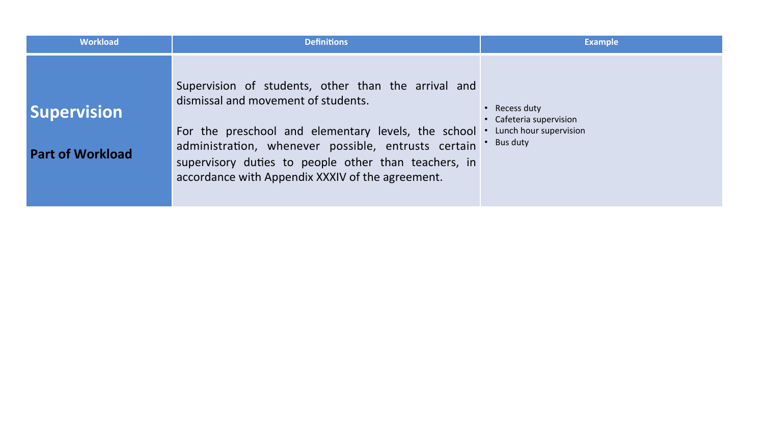| Workload | Definitions | Example |
| --- | --- | --- |
| **Supervision**<br><br>**Part of Workload** | Supervision of students, other than the arrival and dismissal and movement of students.<br><br>For the preschool and elementary levels, the school administration, whenever possible, entrusts certain supervisory duties to people other than teachers, in accordance with Appendix XXXIV of the agreement. | • Recess duty<br>• Cafeteria supervision<br>• Lunch hour supervision<br>• Bus duty |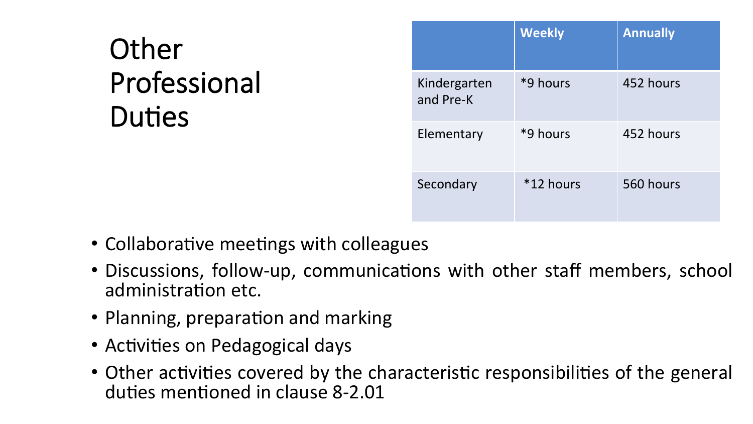# Other Professional Duties

| | Weekly | Annually |
|---|---|---|
| Kindergarten and Pre-K | *9 hours | 452 hours |
| Elementary | *9 hours | 452 hours |
| Secondary | *12 hours | 560 hours |

- Collaborative meetings with colleagues
- Discussions, follow-up, communications with other staff members, school administration etc.
- Planning, preparation and marking
- Activities on Pedagogical days
- Other activities covered by the characteristic responsibilities of the general duties mentioned in clause 8-2.01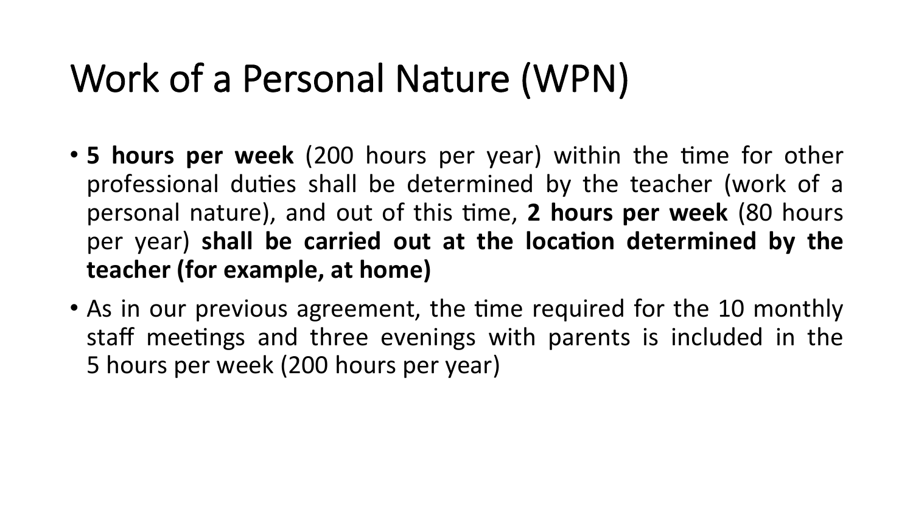# Work of a Personal Nature (WPN)

- **5 hours per week** (200 hours per year) within the time for other professional duties shall be determined by the teacher (work of a personal nature), and out of this time, **2 hours per week** (80 hours per year) **shall be carried out at the location determined by the teacher (for example, at home)**
- As in our previous agreement, the time required for the 10 monthly staff meetings and three evenings with parents is included in the 5 hours per week (200 hours per year)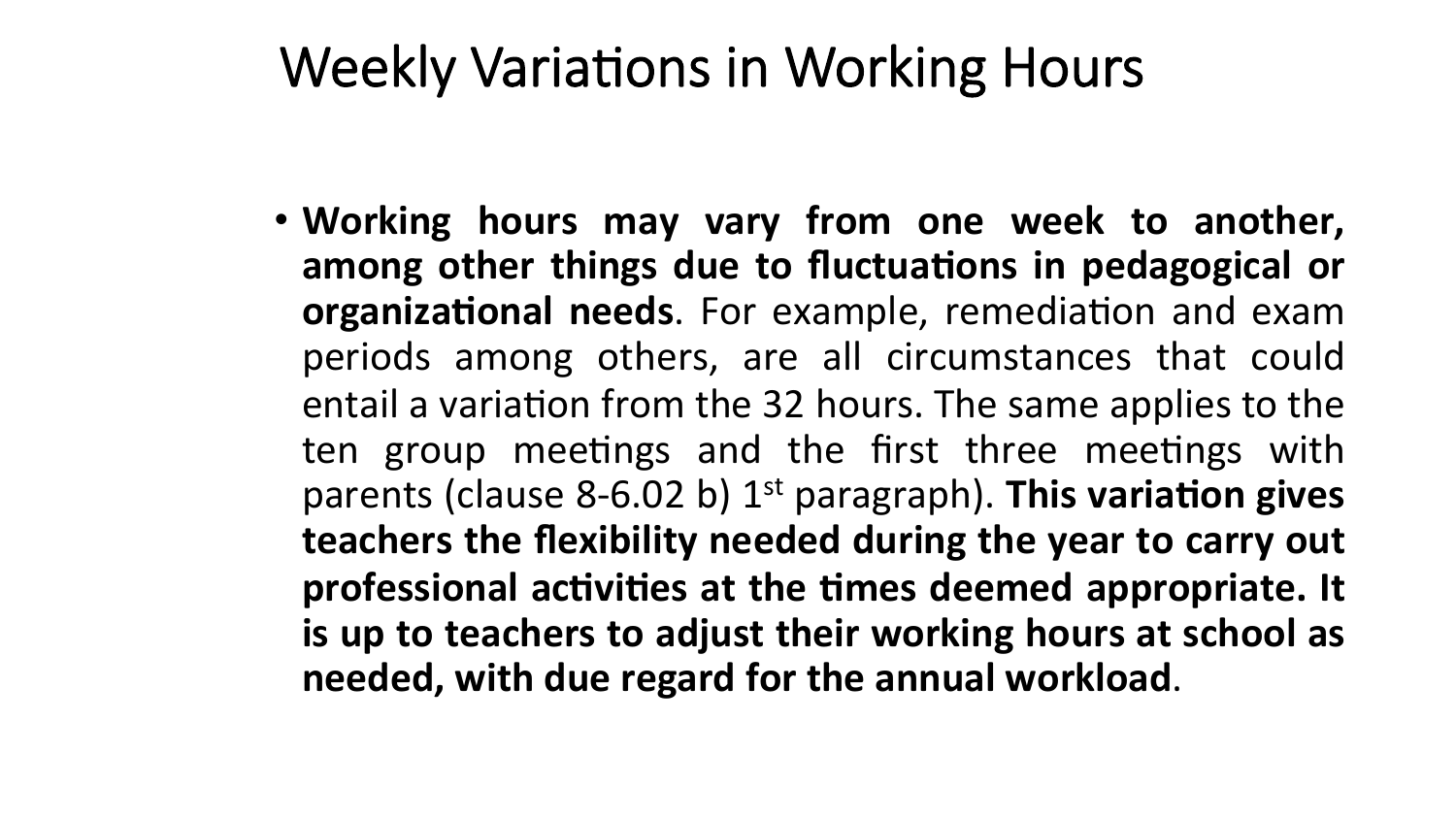# Weekly Variations in Working Hours

- **Working hours may vary from one week to another, among other things due to fluctuations in pedagogical or organizational needs**. For example, remediation and exam periods among others, are all circumstances that could entail a variation from the 32 hours. The same applies to the ten group meetings and the first three meetings with parents (clause 8-6.02 b) 1st paragraph). **This variation gives teachers the flexibility needed during the year to carry out professional activities at the times deemed appropriate. It is up to teachers to adjust their working hours at school as needed, with due regard for the annual workload**.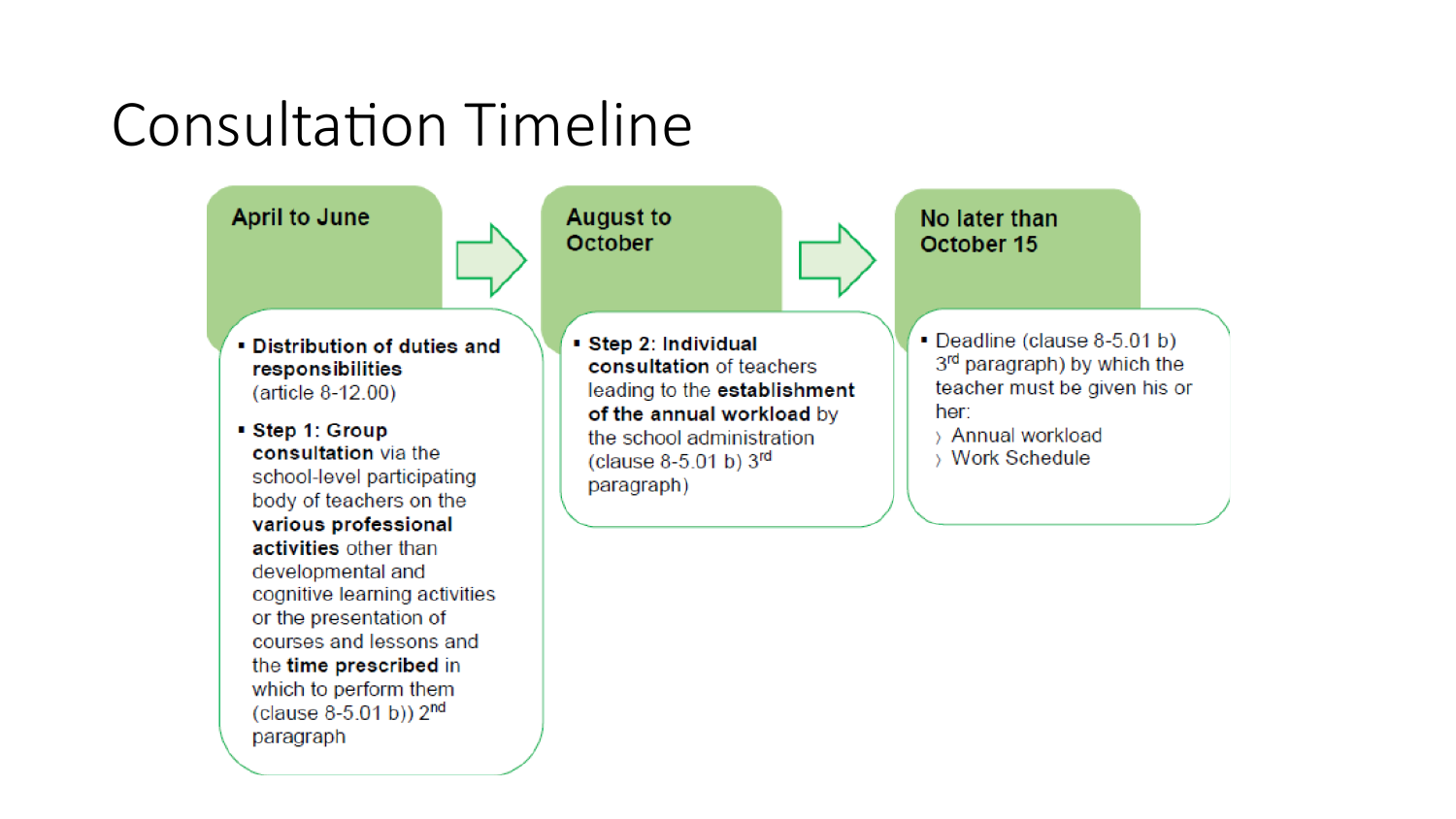# Consultation Timeline

## April to June

- **Distribution of duties and responsibilities** (article 8-12.00)
- **Step 1: Group consultation** via the school-level participating body of teachers on the **various professional activities** other than developmental and cognitive learning activities or the presentation of courses and lessons and the **time prescribed** in which to perform them (clause 8-5.01 b)) 2nd paragraph

## August to October

- **Step 2: Individual consultation** of teachers leading to the **establishment of the annual workload** by the school administration (clause 8-5.01 b) 3rd paragraph)

## No later than October 15

- Deadline (clause 8-5.01 b) 3rd paragraph) by which the teacher must be given his or her:
  - Annual workload
  - Work Schedule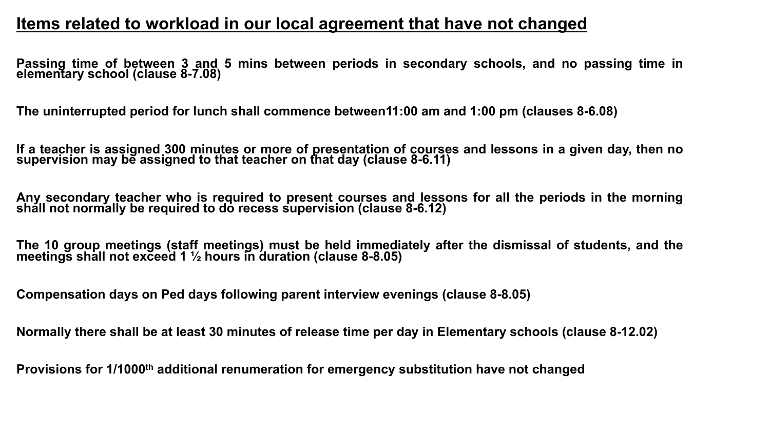## Items related to workload in our local agreement that have not changed

**Passing time of between 3 and 5 mins between periods in secondary schools, and no passing time in elementary school (clause 8-7.08)**

**The uninterrupted period for lunch shall commence between11:00 am and 1:00 pm (clauses 8-6.08)**

**If a teacher is assigned 300 minutes or more of presentation of courses and lessons in a given day, then no supervision may be assigned to that teacher on that day (clause 8-6.11)**

**Any secondary teacher who is required to present courses and lessons for all the periods in the morning shall not normally be required to do recess supervision (clause 8-6.12)**

**The 10 group meetings (staff meetings) must be held immediately after the dismissal of students, and the meetings shall not exceed 1 ½ hours in duration (clause 8-8.05)**

**Compensation days on Ped days following parent interview evenings (clause 8-8.05)**

**Normally there shall be at least 30 minutes of release time per day in Elementary schools (clause 8-12.02)**

**Provisions for 1/1000th additional renumeration for emergency substitution have not changed**